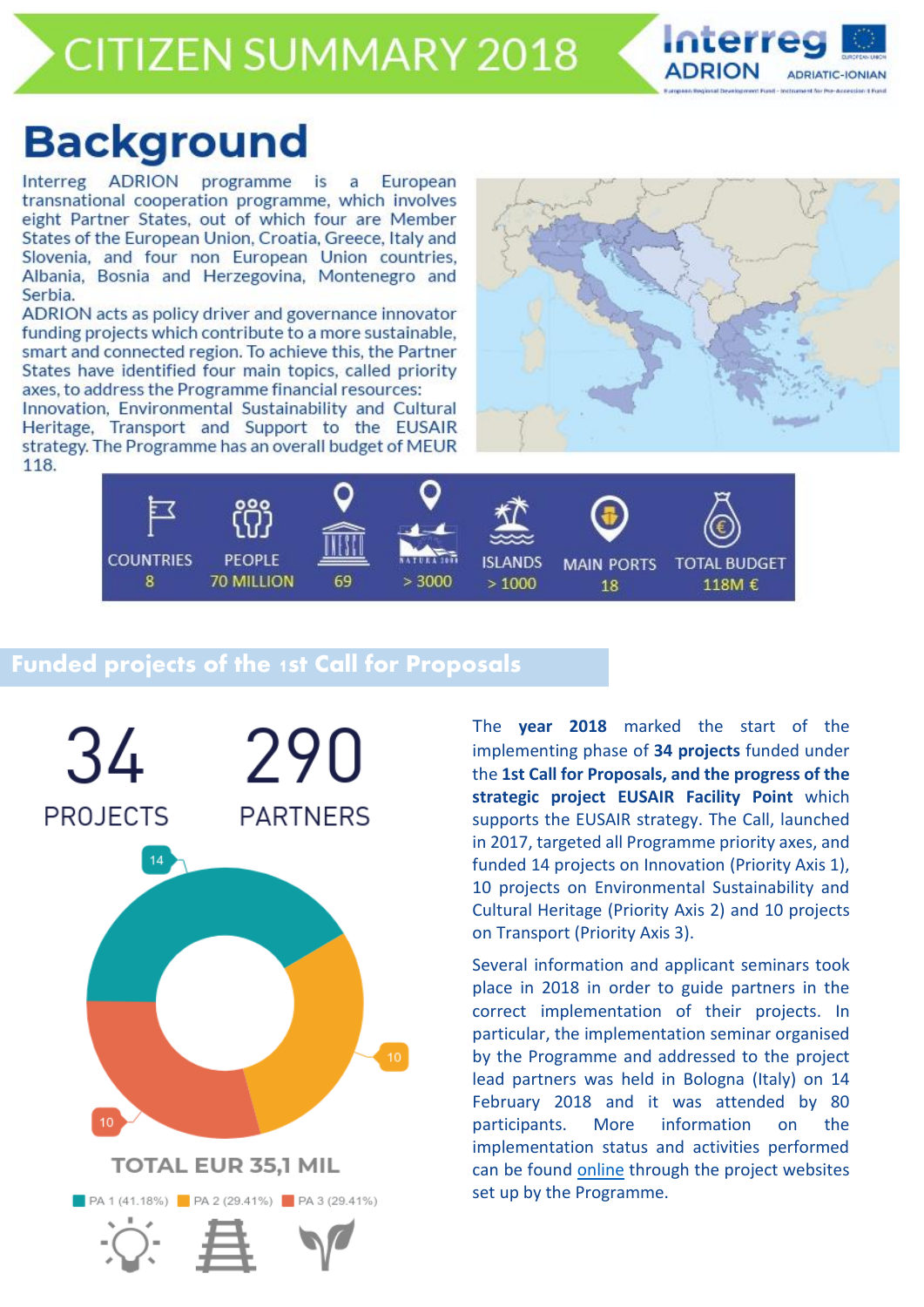# CITIZEN SUMMARY 2018

Interreg ADRION ADRIATIC-IONIAN

## Background

Interreg ADRION programme is a European transnational cooperation programme, which involves eight Partner States, out of which four are Member States of the European Union, Croatia, Greece, Italy and Slovenia, and four non European Union countries, Albania, Bosnia and Herzegovina, Montenegro and Serbia.

ADRION acts as policy driver and governance innovator funding projects which contribute to a more sustainable, smart and connected region. To achieve this, the Partner States have identified four main topics, called priority axes, to address the Programme financial resources: Innovation, Environmental Sustainability and Cultural Heritage, Transport and Support to the EUSAIR strategy. The Programme has an overall budget of MEUR 118.

| COUNTRIES | PEOPLE | UNESCO | NATURA 2000 | ISLANDS | MAIN PORTS | TOTAL BUDGET |
|---|---|---|---|---|---|---|
| 8 | 70 MILLION | 69 | > 3000 | > 1000 | 18 | 118M € |

## Funded projects of the 1st Call for Proposals

**34** PROJECTS

**290** PARTNERS

14 / 10 / 10

TOTAL EUR 35,1 MIL

PA 1 (41.18%) PA 2 (29.41%) PA 3 (29.41%)

The **year 2018** marked the start of the implementing phase of **34 projects** funded under the **1st Call for Proposals, and the progress of the strategic project EUSAIR Facility Point** which supports the EUSAIR strategy. The Call, launched in 2017, targeted all Programme priority axes, and funded 14 projects on Innovation (Priority Axis 1), 10 projects on Environmental Sustainability and Cultural Heritage (Priority Axis 2) and 10 projects on Transport (Priority Axis 3).

Several information and applicant seminars took place in 2018 in order to guide partners in the correct implementation of their projects. In particular, the implementation seminar organised by the Programme and addressed to the project lead partners was held in Bologna (Italy) on 14 February 2018 and it was attended by 80 participants. More information on the implementation status and activities performed can be found online through the project websites set up by the Programme.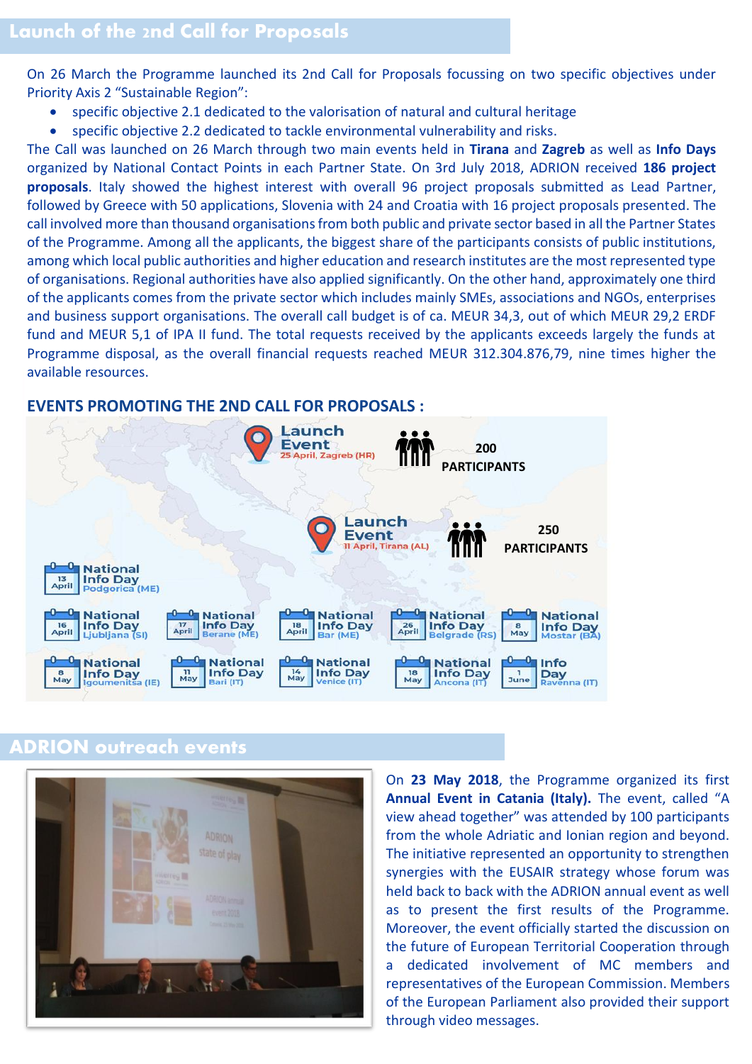## Launch of the 2nd Call for Proposals

On 26 March the Programme launched its 2nd Call for Proposals focussing on two specific objectives under Priority Axis 2 "Sustainable Region":

- specific objective 2.1 dedicated to the valorisation of natural and cultural heritage
- specific objective 2.2 dedicated to tackle environmental vulnerability and risks.

The Call was launched on 26 March through two main events held in **Tirana** and **Zagreb** as well as **Info Days** organized by National Contact Points in each Partner State. On 3rd July 2018, ADRION received **186 project proposals**. Italy showed the highest interest with overall 96 project proposals submitted as Lead Partner, followed by Greece with 50 applications, Slovenia with 24 and Croatia with 16 project proposals presented. The call involved more than thousand organisations from both public and private sector based in all the Partner States of the Programme. Among all the applicants, the biggest share of the participants consists of public institutions, among which local public authorities and higher education and research institutes are the most represented type of organisations. Regional authorities have also applied significantly. On the other hand, approximately one third of the applicants comes from the private sector which includes mainly SMEs, associations and NGOs, enterprises and business support organisations. The overall call budget is of ca. MEUR 34,3, out of which MEUR 29,2 ERDF fund and MEUR 5,1 of IPA II fund. The total requests received by the applicants exceeds largely the funds at Programme disposal, as the overall financial requests reached MEUR 312.304.876,79, nine times higher the available resources.

### EVENTS PROMOTING THE 2ND CALL FOR PROPOSALS :

Launch Event — 25 April, Zagreb (HR) — 200 PARTICIPANTS

Launch Event — 11 April, Tirana (AL) — 250 PARTICIPANTS

- 13 April — National Info Day — Podgorica (ME)
- 16 April — National Info Day — Ljubljana (SI)
- 17 April — National Info Day — Berane (ME)
- 18 April — National Info Day — Bar (ME)
- 26 April — National Info Day — Belgrade (RS)
- 8 May — National Info Day — Mostar (BA)
- 8 May — National Info Day — Igoumenitsa (IE)
- 11 May — National Info Day — Bari (IT)
- 14 May — National Info Day — Venice (IT)
- 18 May — National Info Day — Ancona (IT)
- 1 June — Info Day — Ravenna (IT)

## ADRION outreach events

On **23 May 2018**, the Programme organized its first **Annual Event in Catania (Italy).** The event, called "A view ahead together" was attended by 100 participants from the whole Adriatic and Ionian region and beyond. The initiative represented an opportunity to strengthen synergies with the EUSAIR strategy whose forum was held back to back with the ADRION annual event as well as to present the first results of the Programme. Moreover, the event officially started the discussion on the future of European Territorial Cooperation through a dedicated involvement of MC members and representatives of the European Commission. Members of the European Parliament also provided their support through video messages.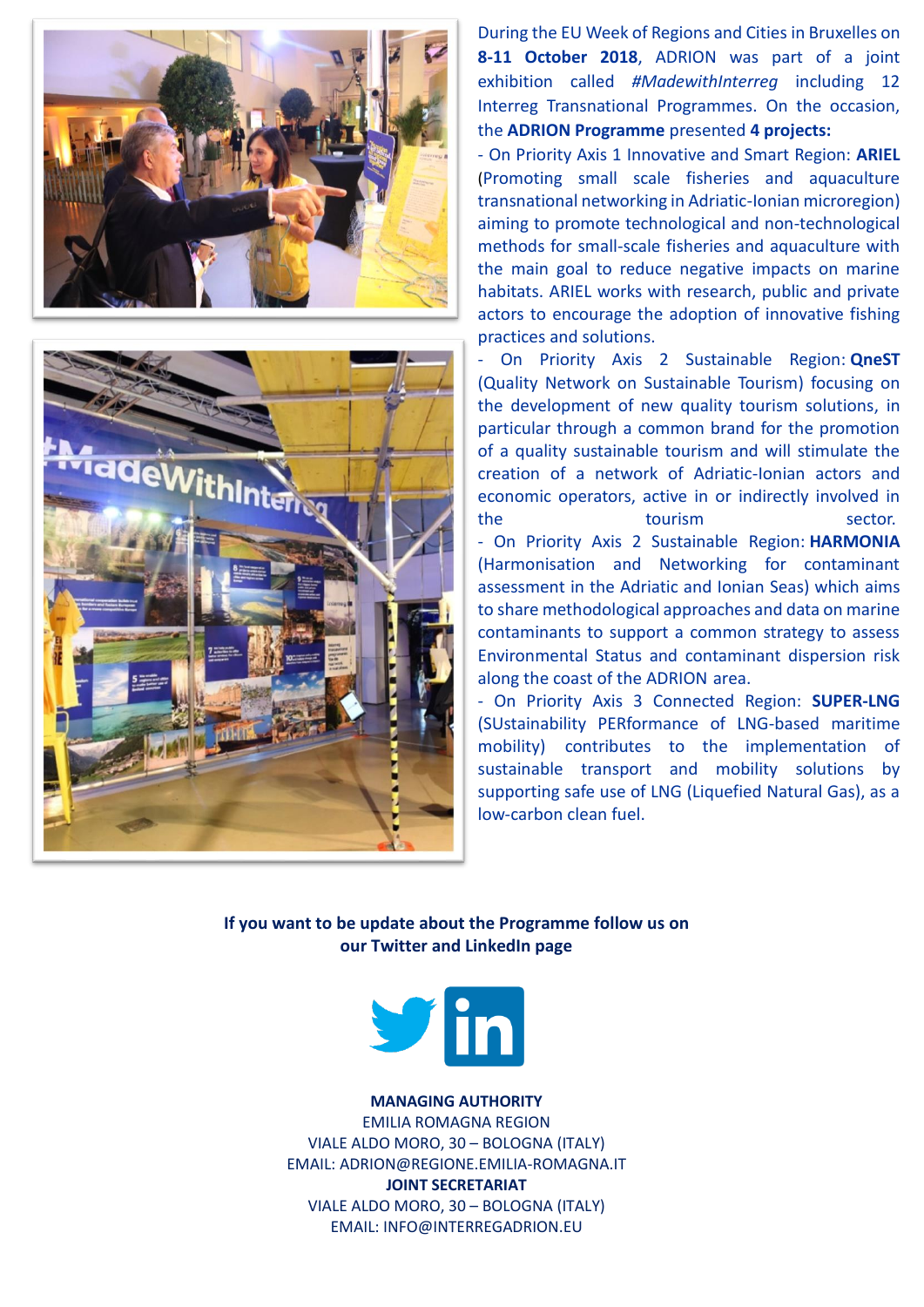During the EU Week of Regions and Cities in Bruxelles on **8-11 October 2018**, ADRION was part of a joint exhibition called *#MadewithInterreg* including 12 Interreg Transnational Programmes. On the occasion, the **ADRION Programme** presented **4 projects:**

- On Priority Axis 1 Innovative and Smart Region: **ARIEL** (Promoting small scale fisheries and aquaculture transnational networking in Adriatic-Ionian microregion) aiming to promote technological and non-technological methods for small-scale fisheries and aquaculture with the main goal to reduce negative impacts on marine habitats. ARIEL works with research, public and private actors to encourage the adoption of innovative fishing practices and solutions.
- On Priority Axis 2 Sustainable Region: **QneST** (Quality Network on Sustainable Tourism) focusing on the development of new quality tourism solutions, in particular through a common brand for the promotion of a quality sustainable tourism and will stimulate the creation of a network of Adriatic-Ionian actors and economic operators, active in or indirectly involved in the tourism sector.
- On Priority Axis 2 Sustainable Region: **HARMONIA** (Harmonisation and Networking for contaminant assessment in the Adriatic and Ionian Seas) which aims to share methodological approaches and data on marine contaminants to support a common strategy to assess Environmental Status and contaminant dispersion risk along the coast of the ADRION area.
- On Priority Axis 3 Connected Region: **SUPER-LNG** (SUstainability PERformance of LNG-based maritime mobility) contributes to the implementation of sustainable transport and mobility solutions by supporting safe use of LNG (Liquefied Natural Gas), as a low-carbon clean fuel.

**If you want to be update about the Programme follow us on our Twitter and LinkedIn page**

**MANAGING AUTHORITY**
EMILIA ROMAGNA REGION
VIALE ALDO MORO, 30 – BOLOGNA (ITALY)
EMAIL: ADRION@REGIONE.EMILIA-ROMAGNA.IT
**JOINT SECRETARIAT**
VIALE ALDO MORO, 30 – BOLOGNA (ITALY)
EMAIL: INFO@INTERREGADRION.EU